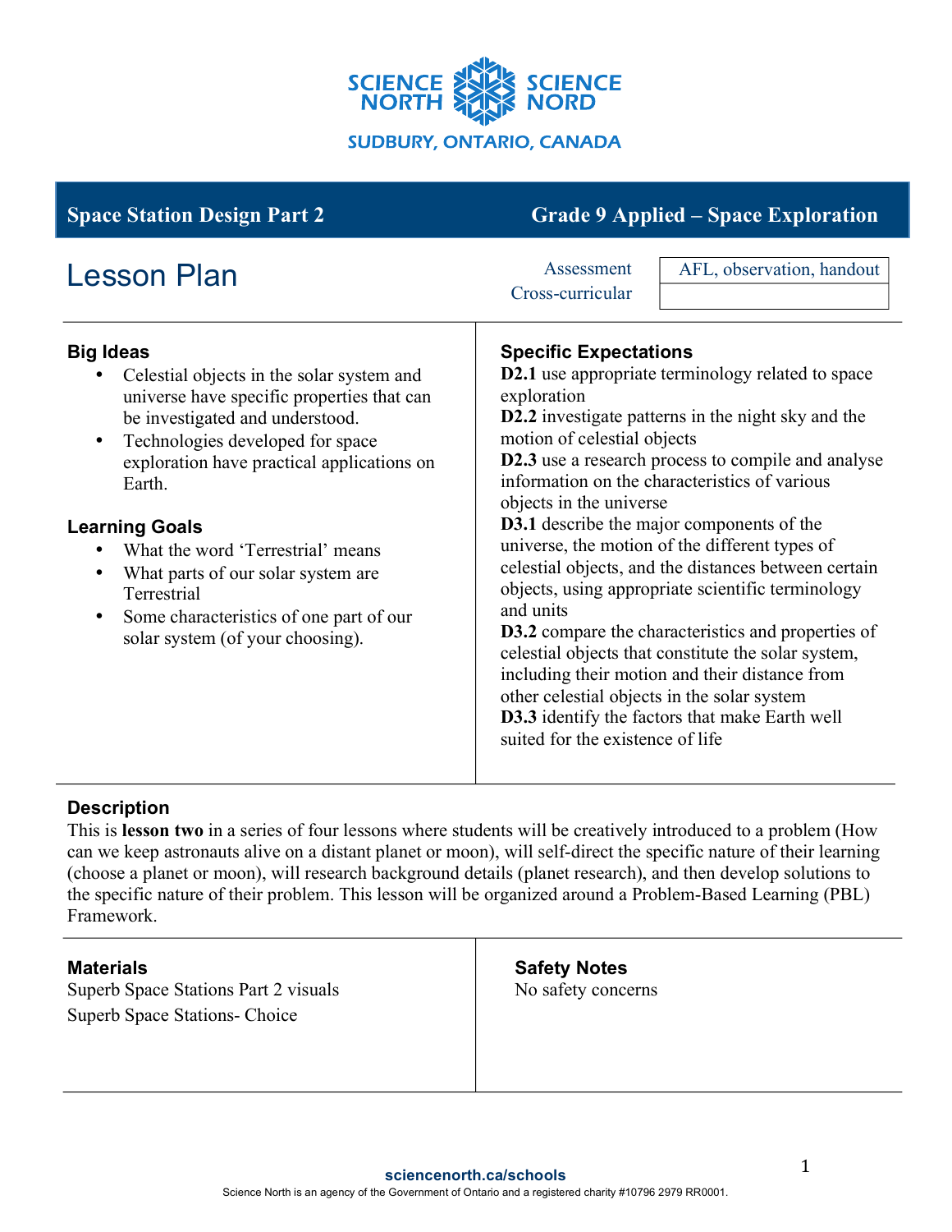SCIENCE NORTH SCIENCE NORD

SUDBURY, ONTARIO, CANADA

## Space Station Design Part 2 — Grade 9 Applied – Space Exploration

# Lesson Plan

| Assessment | AFL, observation, handout |
| --- | --- |
| Cross-curricular | |

### Big Ideas

- Celestial objects in the solar system and universe have specific properties that can be investigated and understood.
- Technologies developed for space exploration have practical applications on Earth.

### Learning Goals

- What the word 'Terrestrial' means
- What parts of our solar system are Terrestrial
- Some characteristics of one part of our solar system (of your choosing).

### Specific Expectations

**D2.1** use appropriate terminology related to space exploration
**D2.2** investigate patterns in the night sky and the motion of celestial objects
**D2.3** use a research process to compile and analyse information on the characteristics of various objects in the universe
**D3.1** describe the major components of the universe, the motion of the different types of celestial objects, and the distances between certain objects, using appropriate scientific terminology and units
**D3.2** compare the characteristics and properties of celestial objects that constitute the solar system, including their motion and their distance from other celestial objects in the solar system
**D3.3** identify the factors that make Earth well suited for the existence of life

### Description

This is **lesson two** in a series of four lessons where students will be creatively introduced to a problem (How can we keep astronauts alive on a distant planet or moon), will self-direct the specific nature of their learning (choose a planet or moon), will research background details (planet research), and then develop solutions to the specific nature of their problem. This lesson will be organized around a Problem-Based Learning (PBL) Framework.

### Materials

Superb Space Stations Part 2 visuals
Superb Space Stations- Choice

### Safety Notes

No safety concerns

sciencenorth.ca/schools
Science North is an agency of the Government of Ontario and a registered charity #10796 2979 RR0001.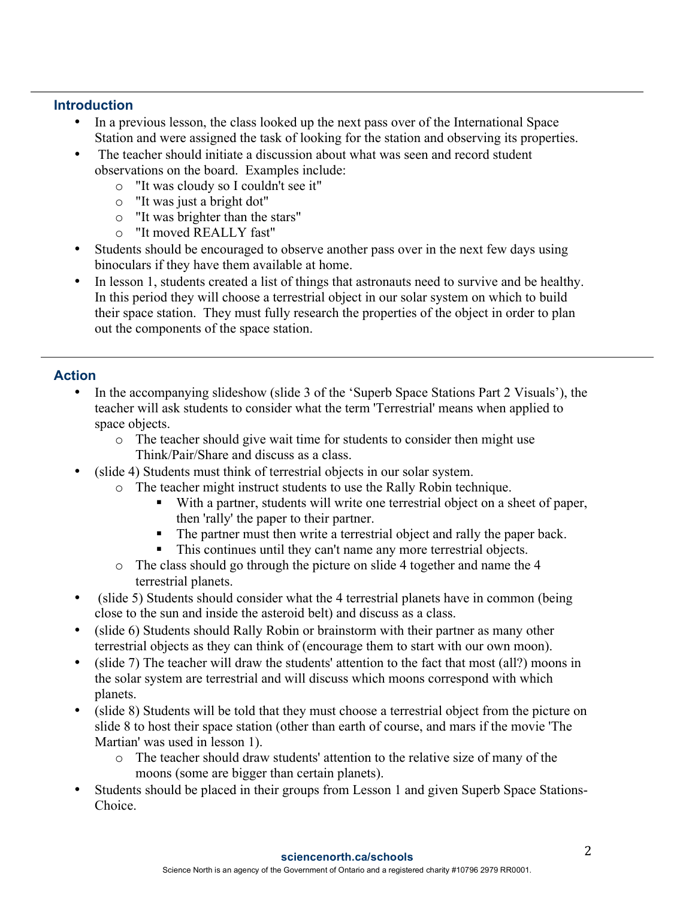## Introduction

- In a previous lesson, the class looked up the next pass over of the International Space Station and were assigned the task of looking for the station and observing its properties.
- The teacher should initiate a discussion about what was seen and record student observations on the board. Examples include:
  - "It was cloudy so I couldn't see it"
  - "It was just a bright dot"
  - "It was brighter than the stars"
  - "It moved REALLY fast"
- Students should be encouraged to observe another pass over in the next few days using binoculars if they have them available at home.
- In lesson 1, students created a list of things that astronauts need to survive and be healthy. In this period they will choose a terrestrial object in our solar system on which to build their space station. They must fully research the properties of the object in order to plan out the components of the space station.

## Action

- In the accompanying slideshow (slide 3 of the 'Superb Space Stations Part 2 Visuals'), the teacher will ask students to consider what the term 'Terrestrial' means when applied to space objects.
  - The teacher should give wait time for students to consider then might use Think/Pair/Share and discuss as a class.
- (slide 4) Students must think of terrestrial objects in our solar system.
  - The teacher might instruct students to use the Rally Robin technique.
    - With a partner, students will write one terrestrial object on a sheet of paper, then 'rally' the paper to their partner.
    - The partner must then write a terrestrial object and rally the paper back.
    - This continues until they can't name any more terrestrial objects.
  - The class should go through the picture on slide 4 together and name the 4 terrestrial planets.
- (slide 5) Students should consider what the 4 terrestrial planets have in common (being close to the sun and inside the asteroid belt) and discuss as a class.
- (slide 6) Students should Rally Robin or brainstorm with their partner as many other terrestrial objects as they can think of (encourage them to start with our own moon).
- (slide 7) The teacher will draw the students' attention to the fact that most (all?) moons in the solar system are terrestrial and will discuss which moons correspond with which planets.
- (slide 8) Students will be told that they must choose a terrestrial object from the picture on slide 8 to host their space station (other than earth of course, and mars if the movie 'The Martian' was used in lesson 1).
  - The teacher should draw students' attention to the relative size of many of the moons (some are bigger than certain planets).
- Students should be placed in their groups from Lesson 1 and given Superb Space Stations-Choice.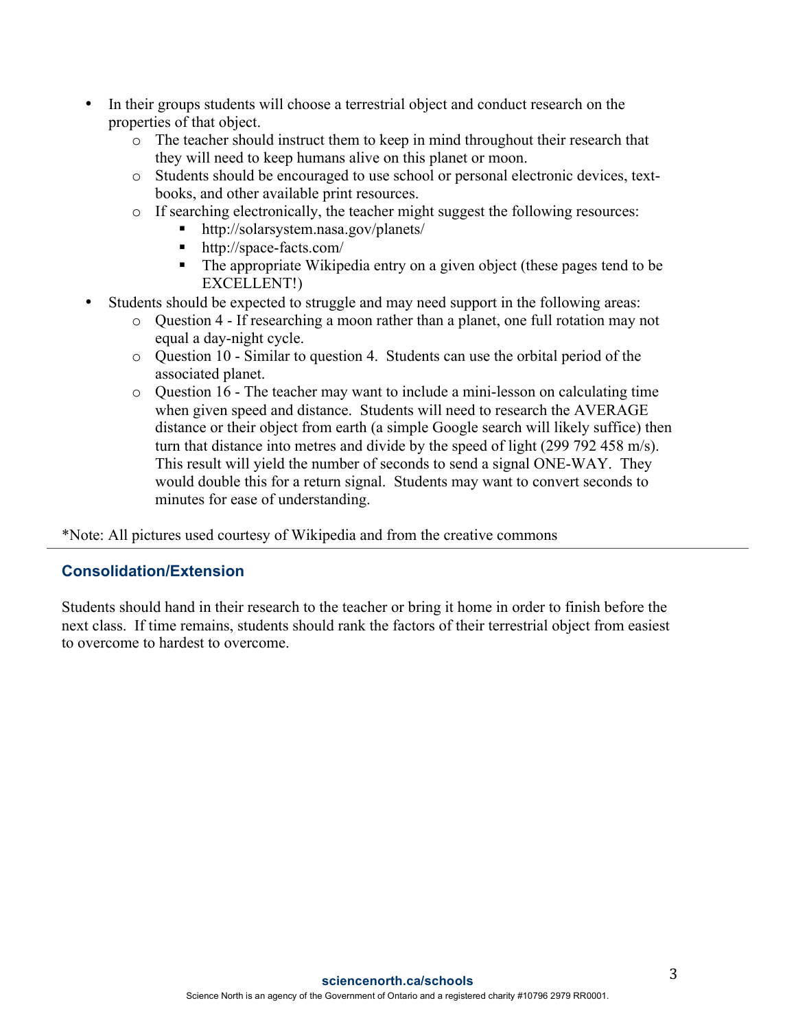- In their groups students will choose a terrestrial object and conduct research on the properties of that object.
    - The teacher should instruct them to keep in mind throughout their research that they will need to keep humans alive on this planet or moon.
    - Students should be encouraged to use school or personal electronic devices, text-books, and other available print resources.
    - If searching electronically, the teacher might suggest the following resources:
        - http://solarsystem.nasa.gov/planets/
        - http://space-facts.com/
        - The appropriate Wikipedia entry on a given object (these pages tend to be EXCELLENT!)
- Students should be expected to struggle and may need support in the following areas:
    - Question 4 - If researching a moon rather than a planet, one full rotation may not equal a day-night cycle.
    - Question 10 - Similar to question 4. Students can use the orbital period of the associated planet.
    - Question 16 - The teacher may want to include a mini-lesson on calculating time when given speed and distance. Students will need to research the AVERAGE distance or their object from earth (a simple Google search will likely suffice) then turn that distance into metres and divide by the speed of light (299 792 458 m/s). This result will yield the number of seconds to send a signal ONE-WAY. They would double this for a return signal. Students may want to convert seconds to minutes for ease of understanding.

*Note: All pictures used courtesy of Wikipedia and from the creative commons

---

### Consolidation/Extension

Students should hand in their research to the teacher or bring it home in order to finish before the next class. If time remains, students should rank the factors of their terrestrial object from easiest to overcome to hardest to overcome.